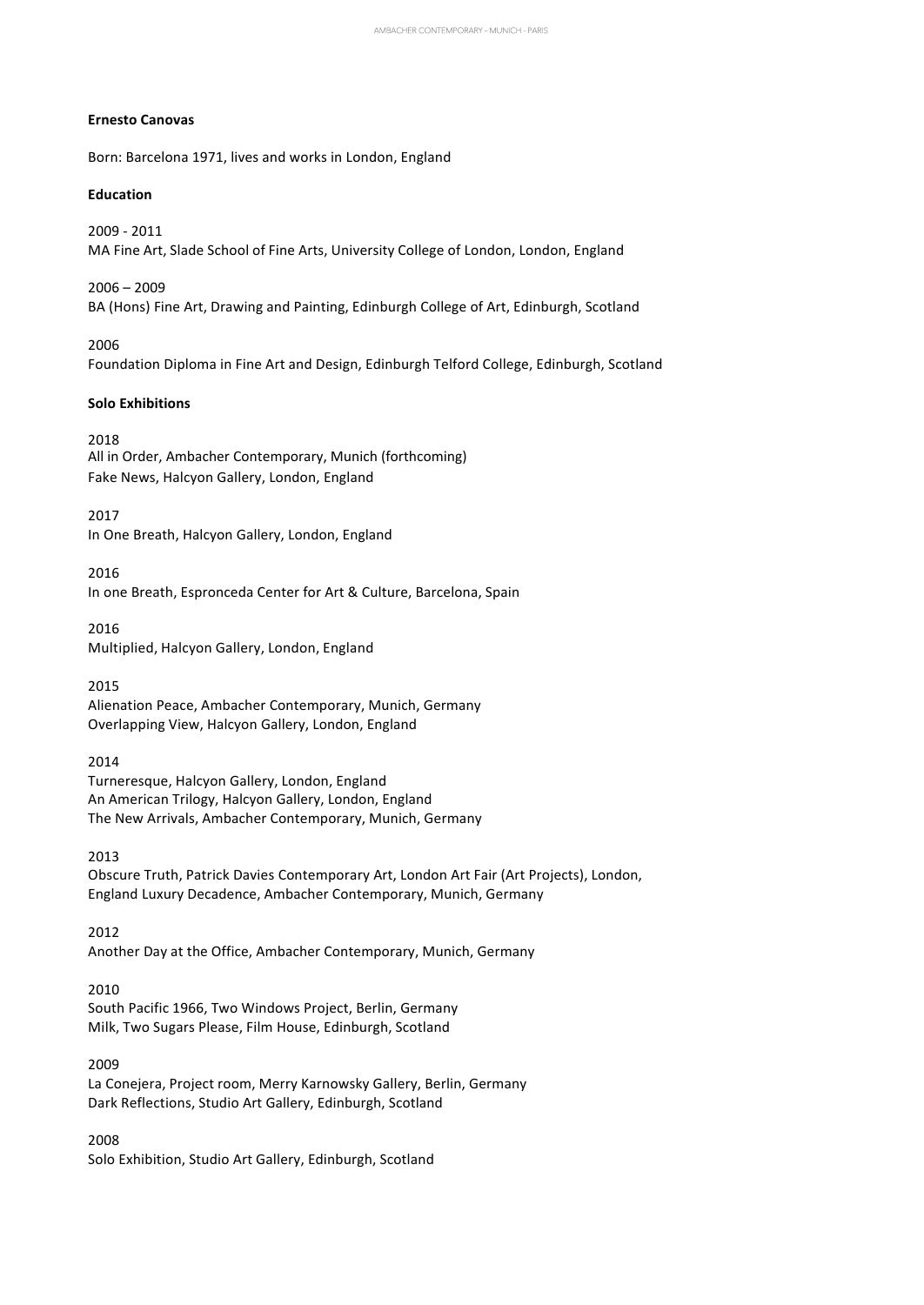**Ernesto Canovas**

Born: Barcelona 1971, lives and works in London, England

**Education**

2009 - 2011
MA Fine Art, Slade School of Fine Arts, University College of London, London, England

2006 – 2009
BA (Hons) Fine Art, Drawing and Painting, Edinburgh College of Art, Edinburgh, Scotland

2006
Foundation Diploma in Fine Art and Design, Edinburgh Telford College, Edinburgh, Scotland

**Solo Exhibitions**

2018
All in Order, Ambacher Contemporary, Munich (forthcoming)
Fake News, Halcyon Gallery, London, England

2017
In One Breath, Halcyon Gallery, London, England

2016
In one Breath, Espronceda Center for Art & Culture, Barcelona, Spain

2016
Multiplied, Halcyon Gallery, London, England

2015
Alienation Peace, Ambacher Contemporary, Munich, Germany
Overlapping View, Halcyon Gallery, London, England

2014
Turneresque, Halcyon Gallery, London, England
An American Trilogy, Halcyon Gallery, London, England
The New Arrivals, Ambacher Contemporary, Munich, Germany

2013
Obscure Truth, Patrick Davies Contemporary Art, London Art Fair (Art Projects), London, England Luxury Decadence, Ambacher Contemporary, Munich, Germany

2012
Another Day at the Office, Ambacher Contemporary, Munich, Germany

2010
South Pacific 1966, Two Windows Project, Berlin, Germany
Milk, Two Sugars Please, Film House, Edinburgh, Scotland

2009
La Conejera, Project room, Merry Karnowsky Gallery, Berlin, Germany
Dark Reflections, Studio Art Gallery, Edinburgh, Scotland

2008
Solo Exhibition, Studio Art Gallery, Edinburgh, Scotland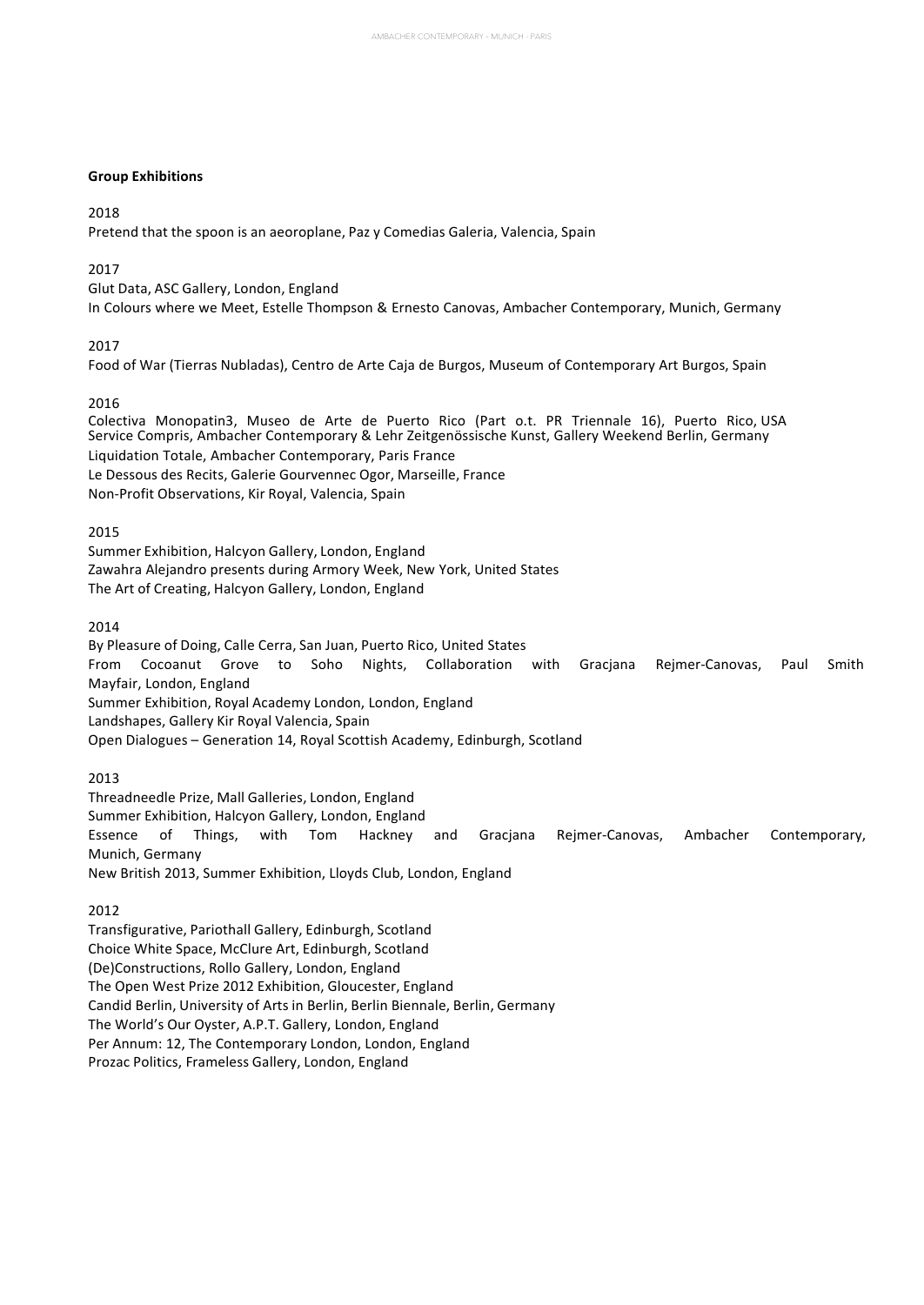**Group Exhibitions**

2018

Pretend that the spoon is an aeoroplane, Paz y Comedias Galeria, Valencia, Spain

2017

Glut Data, ASC Gallery, London, England
In Colours where we Meet, Estelle Thompson & Ernesto Canovas, Ambacher Contemporary, Munich, Germany

2017

Food of War (Tierras Nubladas), Centro de Arte Caja de Burgos, Museum of Contemporary Art Burgos, Spain

2016

Colectiva Monopatin3, Museo de Arte de Puerto Rico (Part o.t. PR Triennale 16), Puerto Rico, USA
Service Compris, Ambacher Contemporary & Lehr Zeitgenössische Kunst, Gallery Weekend Berlin, Germany
Liquidation Totale, Ambacher Contemporary, Paris France
Le Dessous des Recits, Galerie Gourvennec Ogor, Marseille, France
Non-Profit Observations, Kir Royal, Valencia, Spain

2015

Summer Exhibition, Halcyon Gallery, London, England
Zawahra Alejandro presents during Armory Week, New York, United States
The Art of Creating, Halcyon Gallery, London, England

2014

By Pleasure of Doing, Calle Cerra, San Juan, Puerto Rico, United States
From Cocoanut Grove to Soho Nights, Collaboration with Gracjana Rejmer-Canovas, Paul Smith Mayfair, London, England
Summer Exhibition, Royal Academy London, London, England
Landshapes, Gallery Kir Royal Valencia, Spain
Open Dialogues – Generation 14, Royal Scottish Academy, Edinburgh, Scotland

2013

Threadneedle Prize, Mall Galleries, London, England
Summer Exhibition, Halcyon Gallery, London, England
Essence of Things, with Tom Hackney and Gracjana Rejmer-Canovas, Ambacher Contemporary, Munich, Germany
New British 2013, Summer Exhibition, Lloyds Club, London, England

2012

Transfigurative, Pariothall Gallery, Edinburgh, Scotland
Choice White Space, McClure Art, Edinburgh, Scotland
(De)Constructions, Rollo Gallery, London, England
The Open West Prize 2012 Exhibition, Gloucester, England
Candid Berlin, University of Arts in Berlin, Berlin Biennale, Berlin, Germany
The World's Our Oyster, A.P.T. Gallery, London, England
Per Annum: 12, The Contemporary London, London, England
Prozac Politics, Frameless Gallery, London, England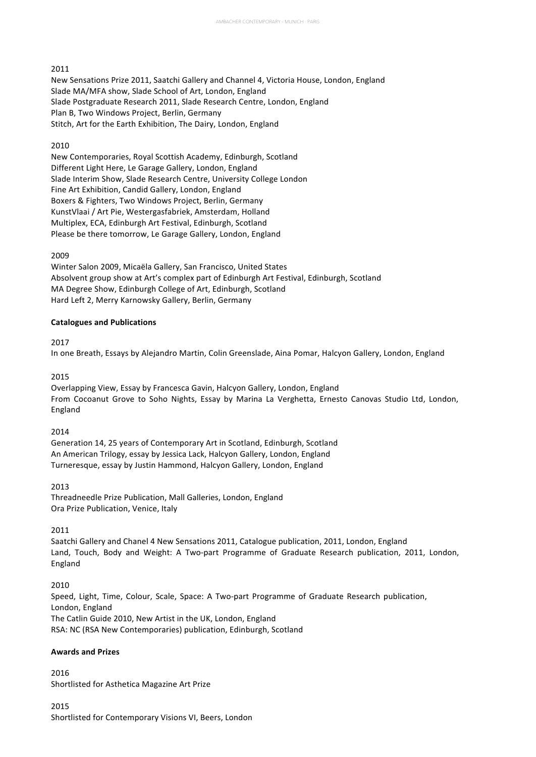2011

New Sensations Prize 2011, Saatchi Gallery and Channel 4, Victoria House, London, England
Slade MA/MFA show, Slade School of Art, London, England
Slade Postgraduate Research 2011, Slade Research Centre, London, England
Plan B, Two Windows Project, Berlin, Germany
Stitch, Art for the Earth Exhibition, The Dairy, London, England

2010

New Contemporaries, Royal Scottish Academy, Edinburgh, Scotland
Different Light Here, Le Garage Gallery, London, England
Slade Interim Show, Slade Research Centre, University College London
Fine Art Exhibition, Candid Gallery, London, England
Boxers & Fighters, Two Windows Project, Berlin, Germany
KunstVlaai / Art Pie, Westergasfabriek, Amsterdam, Holland
Multiplex, ECA, Edinburgh Art Festival, Edinburgh, Scotland
Please be there tomorrow, Le Garage Gallery, London, England

2009

Winter Salon 2009, Micaëla Gallery, San Francisco, United States
Absolvent group show at Art's complex part of Edinburgh Art Festival, Edinburgh, Scotland
MA Degree Show, Edinburgh College of Art, Edinburgh, Scotland
Hard Left 2, Merry Karnowsky Gallery, Berlin, Germany

**Catalogues and Publications**

2017

In one Breath, Essays by Alejandro Martin, Colin Greenslade, Aina Pomar, Halcyon Gallery, London, England

2015

Overlapping View, Essay by Francesca Gavin, Halcyon Gallery, London, England
From Cocoanut Grove to Soho Nights, Essay by Marina La Verghetta, Ernesto Canovas Studio Ltd, London, England

2014

Generation 14, 25 years of Contemporary Art in Scotland, Edinburgh, Scotland
An American Trilogy, essay by Jessica Lack, Halcyon Gallery, London, England
Turneresque, essay by Justin Hammond, Halcyon Gallery, London, England

2013

Threadneedle Prize Publication, Mall Galleries, London, England
Ora Prize Publication, Venice, Italy

2011

Saatchi Gallery and Chanel 4 New Sensations 2011, Catalogue publication, 2011, London, England
Land, Touch, Body and Weight: A Two-part Programme of Graduate Research publication, 2011, London, England

2010

Speed, Light, Time, Colour, Scale, Space: A Two-part Programme of Graduate Research publication, London, England
The Catlin Guide 2010, New Artist in the UK, London, England
RSA: NC (RSA New Contemporaries) publication, Edinburgh, Scotland

**Awards and Prizes**

2016

Shortlisted for Asthetica Magazine Art Prize

2015

Shortlisted for Contemporary Visions VI, Beers, London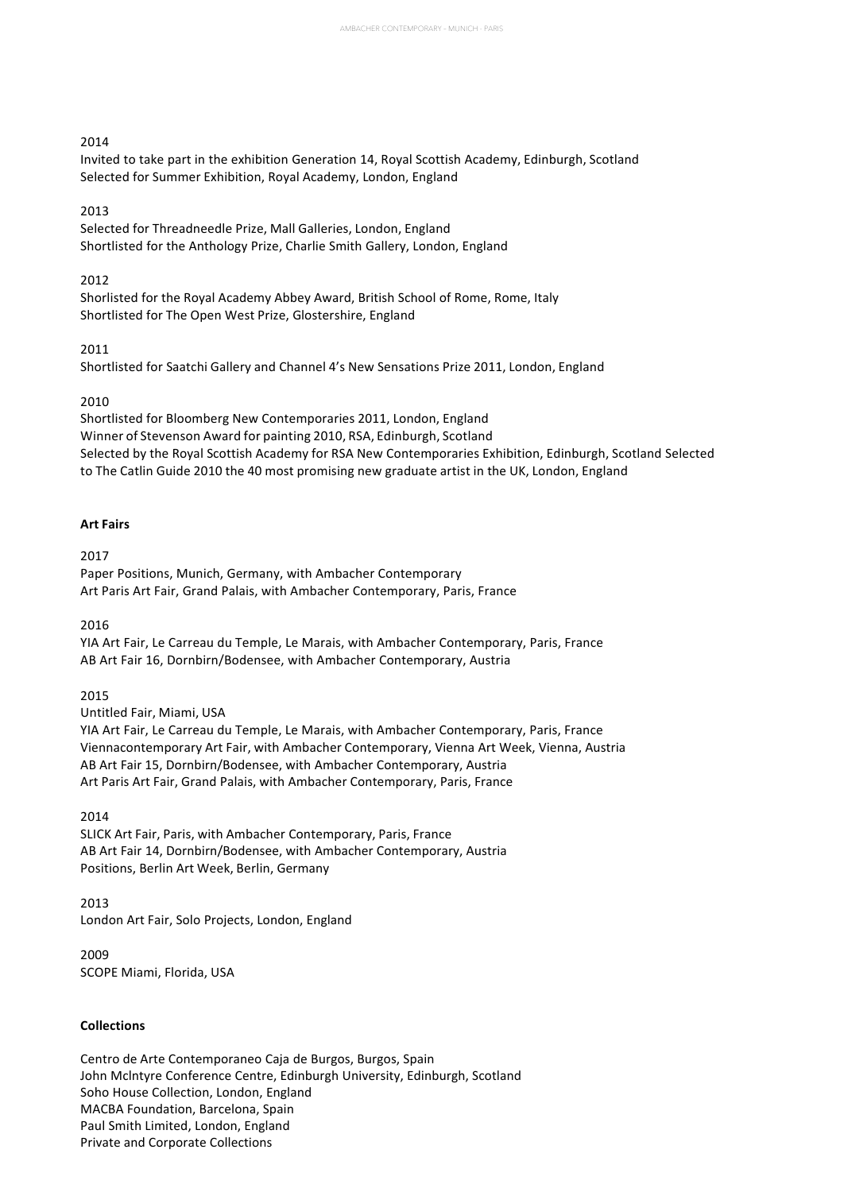2014

Invited to take part in the exhibition Generation 14, Royal Scottish Academy, Edinburgh, Scotland
Selected for Summer Exhibition, Royal Academy, London, England

2013

Selected for Threadneedle Prize, Mall Galleries, London, England
Shortlisted for the Anthology Prize, Charlie Smith Gallery, London, England

2012

Shorlisted for the Royal Academy Abbey Award, British School of Rome, Rome, Italy
Shortlisted for The Open West Prize, Glostershire, England

2011

Shortlisted for Saatchi Gallery and Channel 4's New Sensations Prize 2011, London, England

2010

Shortlisted for Bloomberg New Contemporaries 2011, London, England
Winner of Stevenson Award for painting 2010, RSA, Edinburgh, Scotland
Selected by the Royal Scottish Academy for RSA New Contemporaries Exhibition, Edinburgh, Scotland Selected to The Catlin Guide 2010 the 40 most promising new graduate artist in the UK, London, England

**Art Fairs**

2017

Paper Positions, Munich, Germany, with Ambacher Contemporary
Art Paris Art Fair, Grand Palais, with Ambacher Contemporary, Paris, France

2016

YIA Art Fair, Le Carreau du Temple, Le Marais, with Ambacher Contemporary, Paris, France
AB Art Fair 16, Dornbirn/Bodensee, with Ambacher Contemporary, Austria

2015

Untitled Fair, Miami, USA
YIA Art Fair, Le Carreau du Temple, Le Marais, with Ambacher Contemporary, Paris, France
Viennacontemporary Art Fair, with Ambacher Contemporary, Vienna Art Week, Vienna, Austria
AB Art Fair 15, Dornbirn/Bodensee, with Ambacher Contemporary, Austria
Art Paris Art Fair, Grand Palais, with Ambacher Contemporary, Paris, France

2014

SLICK Art Fair, Paris, with Ambacher Contemporary, Paris, France
AB Art Fair 14, Dornbirn/Bodensee, with Ambacher Contemporary, Austria
Positions, Berlin Art Week, Berlin, Germany

2013

London Art Fair, Solo Projects, London, England

2009

SCOPE Miami, Florida, USA

**Collections**

Centro de Arte Contemporaneo Caja de Burgos, Burgos, Spain
John Mclntyre Conference Centre, Edinburgh University, Edinburgh, Scotland
Soho House Collection, London, England
MACBA Foundation, Barcelona, Spain
Paul Smith Limited, London, England
Private and Corporate Collections